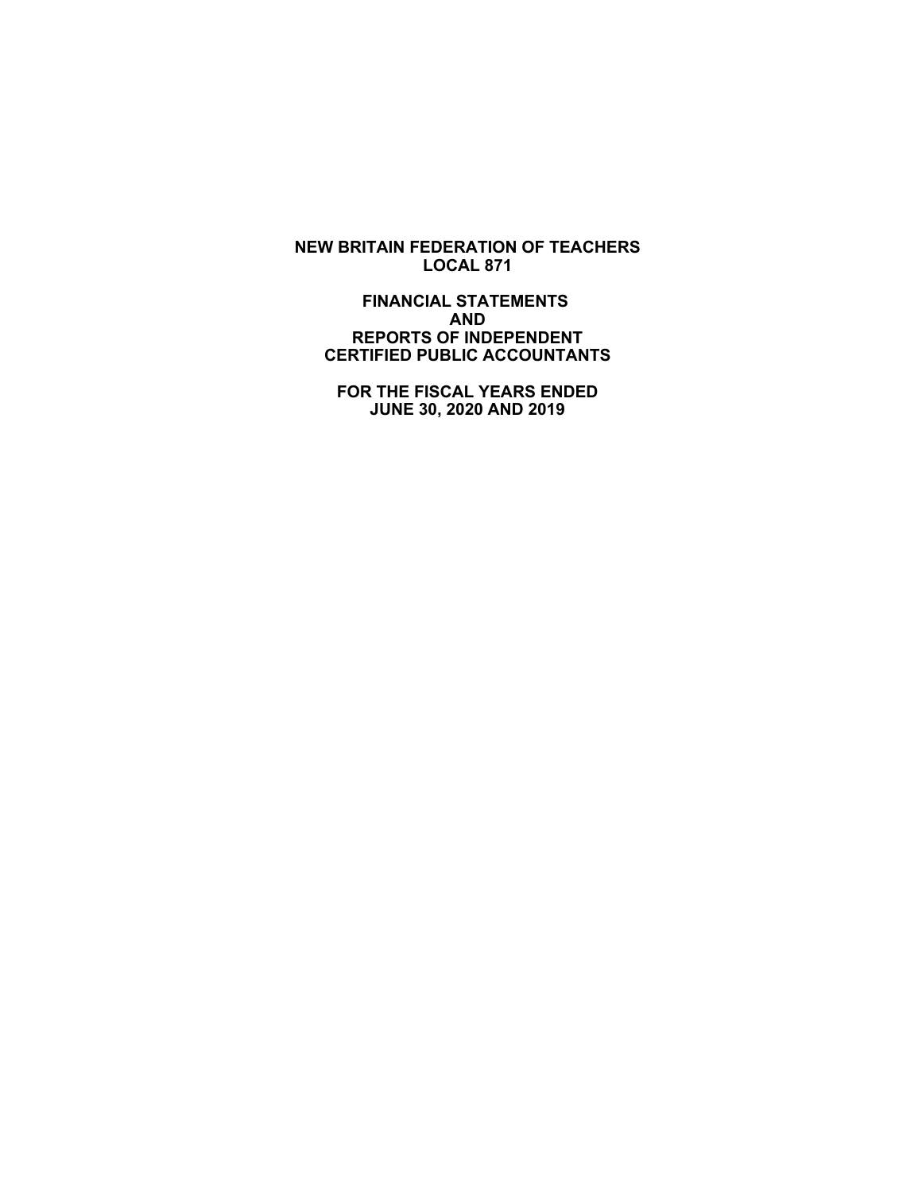# NEW BRITAIN FEDERATION OF TEACHERS
# LOCAL 871

## FINANCIAL STATEMENTS
## AND
## REPORTS OF INDEPENDENT
## CERTIFIED PUBLIC ACCOUNTANTS

## FOR THE FISCAL YEARS ENDED
## JUNE 30, 2020 AND 2019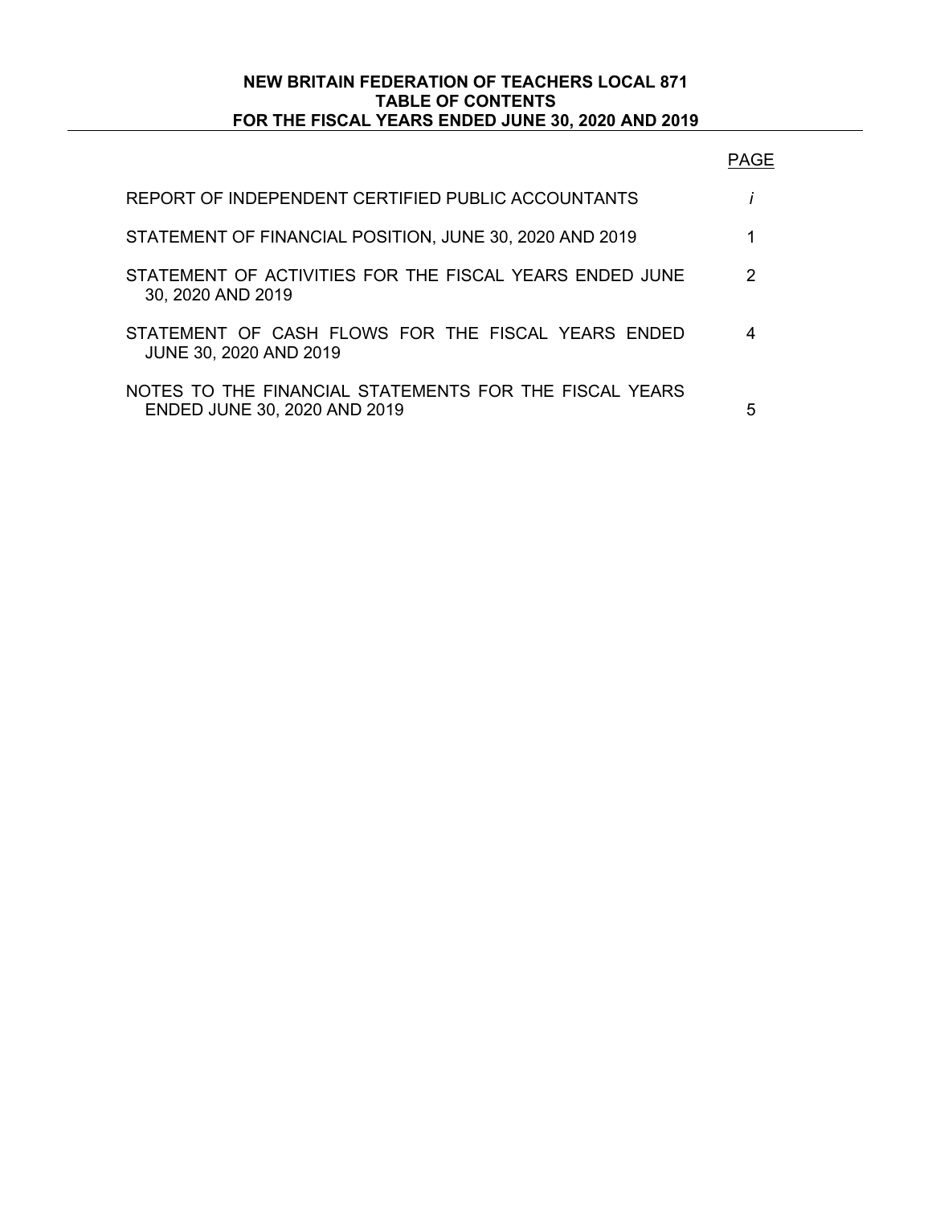**NEW BRITAIN FEDERATION OF TEACHERS LOCAL 871**
**TABLE OF CONTENTS**
**FOR THE FISCAL YEARS ENDED JUNE 30, 2020 AND 2019**

| | PAGE |
|---|---|
| REPORT OF INDEPENDENT CERTIFIED PUBLIC ACCOUNTANTS | *i* |
| STATEMENT OF FINANCIAL POSITION, JUNE 30, 2020 AND 2019 | 1 |
| STATEMENT OF ACTIVITIES FOR THE FISCAL YEARS ENDED JUNE 30, 2020 AND 2019 | 2 |
| STATEMENT OF CASH FLOWS FOR THE FISCAL YEARS ENDED JUNE 30, 2020 AND 2019 | 4 |
| NOTES TO THE FINANCIAL STATEMENTS FOR THE FISCAL YEARS ENDED JUNE 30, 2020 AND 2019 | 5 |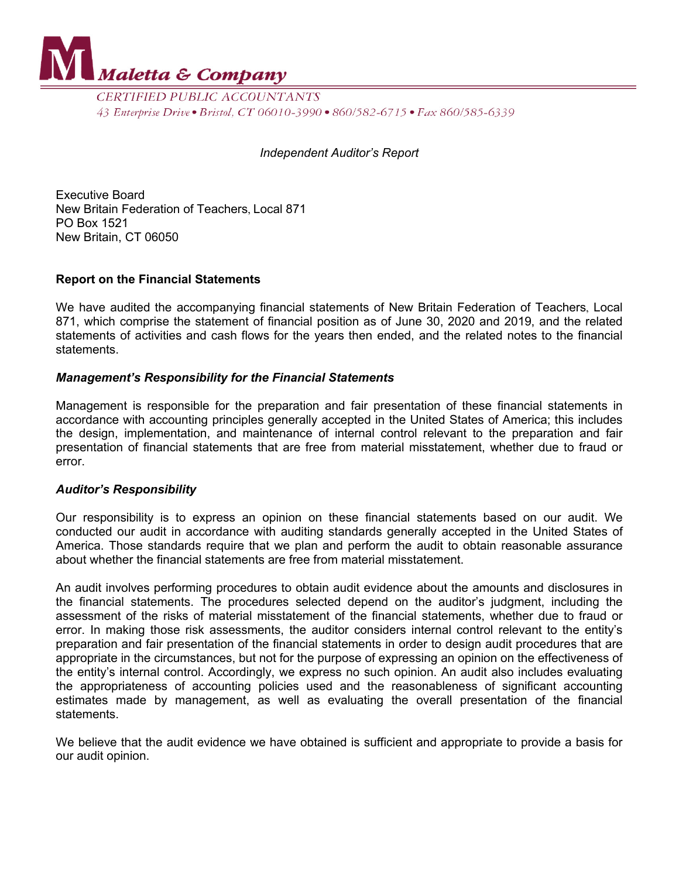**Maletta & Company**

CERTIFIED PUBLIC ACCOUNTANTS

43 Enterprise Drive • Bristol, CT 06010-3990 • 860/582-6715 • Fax 860/585-6339

*Independent Auditor's Report*

Executive Board
New Britain Federation of Teachers, Local 871
PO Box 1521
New Britain, CT 06050

**Report on the Financial Statements**

We have audited the accompanying financial statements of New Britain Federation of Teachers, Local 871, which comprise the statement of financial position as of June 30, 2020 and 2019, and the related statements of activities and cash flows for the years then ended, and the related notes to the financial statements.

***Management's Responsibility for the Financial Statements***

Management is responsible for the preparation and fair presentation of these financial statements in accordance with accounting principles generally accepted in the United States of America; this includes the design, implementation, and maintenance of internal control relevant to the preparation and fair presentation of financial statements that are free from material misstatement, whether due to fraud or error.

***Auditor's Responsibility***

Our responsibility is to express an opinion on these financial statements based on our audit. We conducted our audit in accordance with auditing standards generally accepted in the United States of America. Those standards require that we plan and perform the audit to obtain reasonable assurance about whether the financial statements are free from material misstatement.

An audit involves performing procedures to obtain audit evidence about the amounts and disclosures in the financial statements. The procedures selected depend on the auditor's judgment, including the assessment of the risks of material misstatement of the financial statements, whether due to fraud or error. In making those risk assessments, the auditor considers internal control relevant to the entity's preparation and fair presentation of the financial statements in order to design audit procedures that are appropriate in the circumstances, but not for the purpose of expressing an opinion on the effectiveness of the entity's internal control. Accordingly, we express no such opinion. An audit also includes evaluating the appropriateness of accounting policies used and the reasonableness of significant accounting estimates made by management, as well as evaluating the overall presentation of the financial statements.

We believe that the audit evidence we have obtained is sufficient and appropriate to provide a basis for our audit opinion.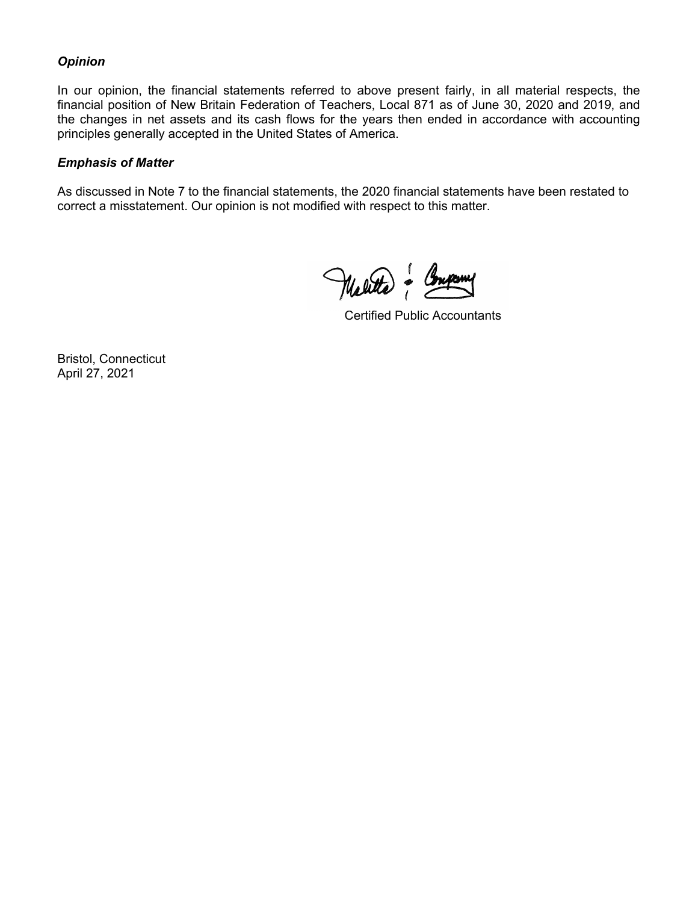***Opinion***

In our opinion, the financial statements referred to above present fairly, in all material respects, the financial position of New Britain Federation of Teachers, Local 871 as of June 30, 2020 and 2019, and the changes in net assets and its cash flows for the years then ended in accordance with accounting principles generally accepted in the United States of America.

***Emphasis of Matter***

As discussed in Note 7 to the financial statements, the 2020 financial statements have been restated to correct a misstatement. Our opinion is not modified with respect to this matter.

Certified Public Accountants

Bristol, Connecticut
April 27, 2021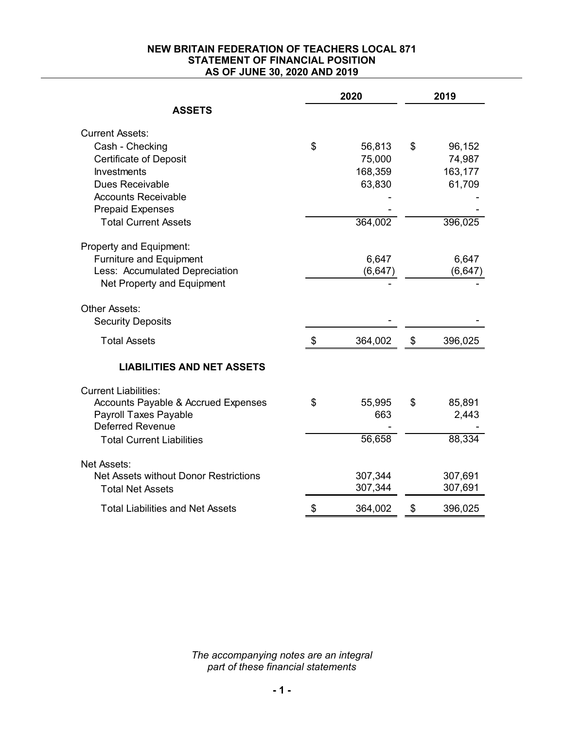**NEW BRITAIN FEDERATION OF TEACHERS LOCAL 871**
**STATEMENT OF FINANCIAL POSITION**
**AS OF JUNE 30, 2020 AND 2019**

| | 2020 | 2019 |
|---|---|---|
| **ASSETS** | | |
| Current Assets: | | |
| Cash - Checking | $ 56,813 | $ 96,152 |
| Certificate of Deposit | 75,000 | 74,987 |
| Investments | 168,359 | 163,177 |
| Dues Receivable | 63,830 | 61,709 |
| Accounts Receivable | - | - |
| Prepaid Expenses | - | - |
| Total Current Assets | 364,002 | 396,025 |
| Property and Equipment: | | |
| Furniture and Equipment | 6,647 | 6,647 |
| Less: Accumulated Depreciation | (6,647) | (6,647) |
| Net Property and Equipment | - | - |
| Other Assets: | | |
| Security Deposits | - | - |
| Total Assets | $ 364,002 | $ 396,025 |
| **LIABILITIES AND NET ASSETS** | | |
| Current Liabilities: | | |
| Accounts Payable & Accrued Expenses | $ 55,995 | $ 85,891 |
| Payroll Taxes Payable | 663 | 2,443 |
| Deferred Revenue | - | - |
| Total Current Liabilities | 56,658 | 88,334 |
| Net Assets: | | |
| Net Assets without Donor Restrictions | 307,344 | 307,691 |
| Total Net Assets | 307,344 | 307,691 |
| Total Liabilities and Net Assets | $ 364,002 | $ 396,025 |

*The accompanying notes are an integral part of these financial statements*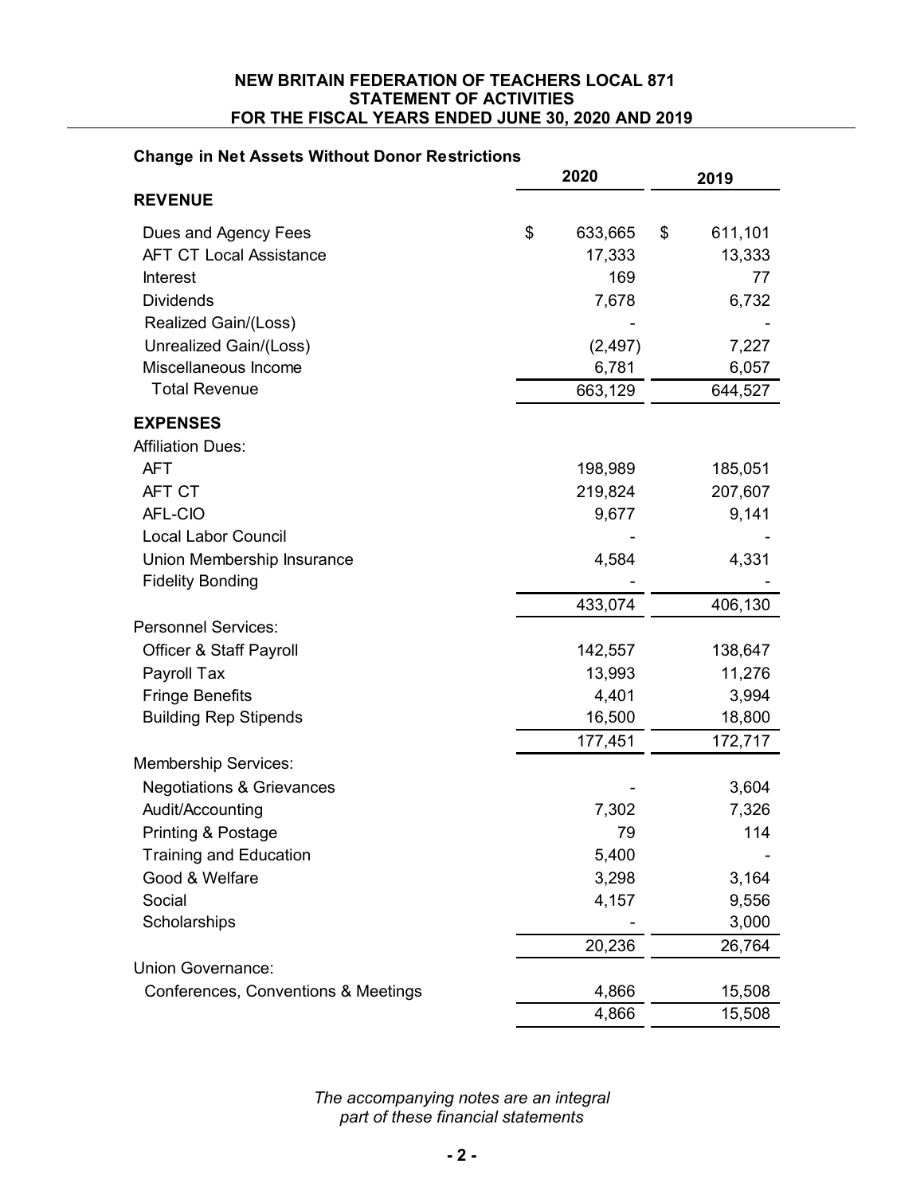**NEW BRITAIN FEDERATION OF TEACHERS LOCAL 871**
**STATEMENT OF ACTIVITIES**
**FOR THE FISCAL YEARS ENDED JUNE 30, 2020 AND 2019**

**Change in Net Assets Without Donor Restrictions**

| | 2020 | 2019 |
|---|---|---|
| **REVENUE** | | |
| Dues and Agency Fees | $ 633,665 | $ 611,101 |
| AFT CT Local Assistance | 17,333 | 13,333 |
| Interest | 169 | 77 |
| Dividends | 7,678 | 6,732 |
| Realized Gain/(Loss) | - | - |
| Unrealized Gain/(Loss) | (2,497) | 7,227 |
| Miscellaneous Income | 6,781 | 6,057 |
| Total Revenue | 663,129 | 644,527 |
| **EXPENSES** | | |
| Affiliation Dues: | | |
| AFT | 198,989 | 185,051 |
| AFT CT | 219,824 | 207,607 |
| AFL-CIO | 9,677 | 9,141 |
| Local Labor Council | - | - |
| Union Membership Insurance | 4,584 | 4,331 |
| Fidelity Bonding | - | - |
| | 433,074 | 406,130 |
| Personnel Services: | | |
| Officer & Staff Payroll | 142,557 | 138,647 |
| Payroll Tax | 13,993 | 11,276 |
| Fringe Benefits | 4,401 | 3,994 |
| Building Rep Stipends | 16,500 | 18,800 |
| | 177,451 | 172,717 |
| Membership Services: | | |
| Negotiations & Grievances | - | 3,604 |
| Audit/Accounting | 7,302 | 7,326 |
| Printing & Postage | 79 | 114 |
| Training and Education | 5,400 | - |
| Good & Welfare | 3,298 | 3,164 |
| Social | 4,157 | 9,556 |
| Scholarships | - | 3,000 |
| | 20,236 | 26,764 |
| Union Governance: | | |
| Conferences, Conventions & Meetings | 4,866 | 15,508 |
| | 4,866 | 15,508 |

*The accompanying notes are an integral part of these financial statements*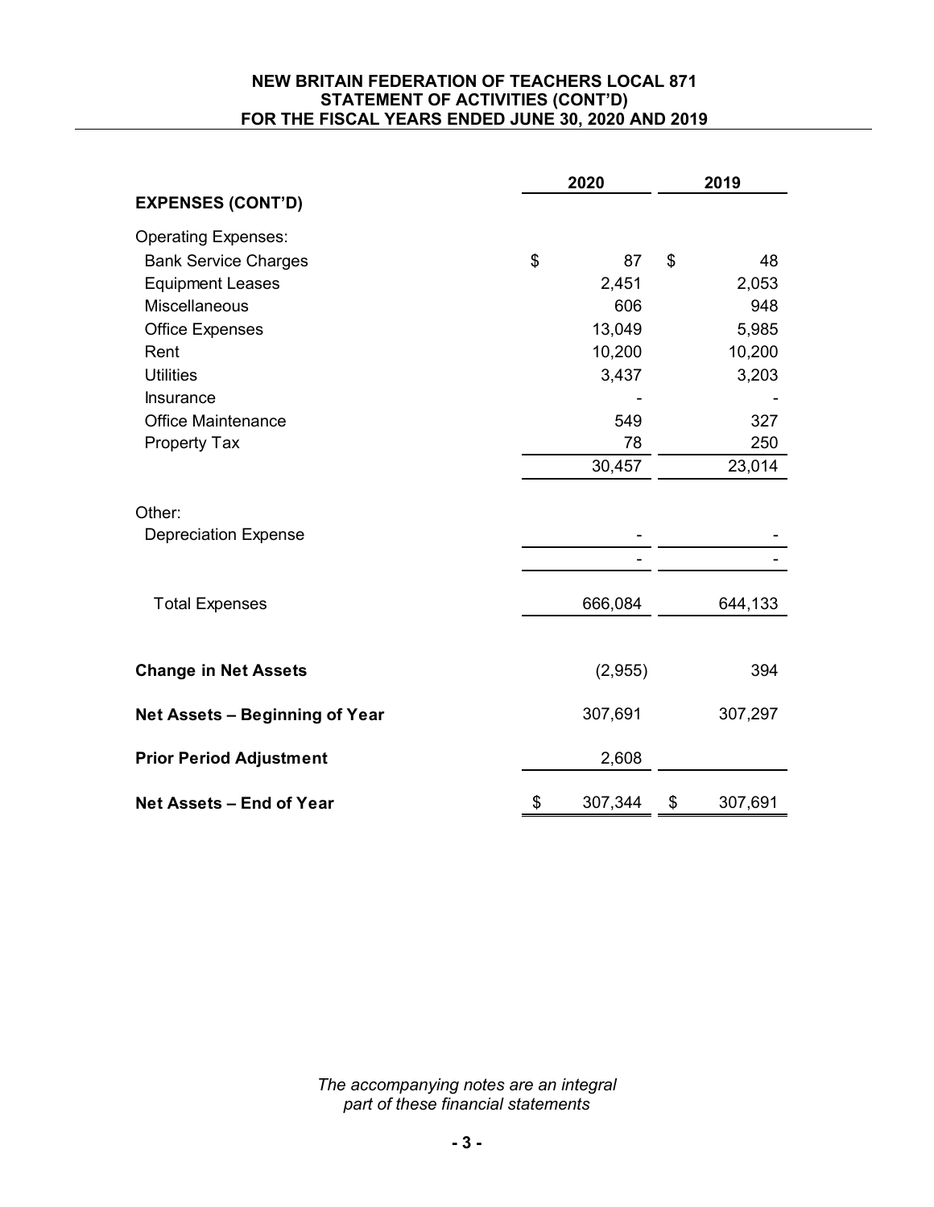**NEW BRITAIN FEDERATION OF TEACHERS LOCAL 871**
**STATEMENT OF ACTIVITIES (CONT'D)**
**FOR THE FISCAL YEARS ENDED JUNE 30, 2020 AND 2019**

| | 2020 | 2019 |
|---|---|---|
| **EXPENSES (CONT'D)** | | |
| Operating Expenses: | | |
| Bank Service Charges | $ 87 | $ 48 |
| Equipment Leases | 2,451 | 2,053 |
| Miscellaneous | 606 | 948 |
| Office Expenses | 13,049 | 5,985 |
| Rent | 10,200 | 10,200 |
| Utilities | 3,437 | 3,203 |
| Insurance | - | - |
| Office Maintenance | 549 | 327 |
| Property Tax | 78 | 250 |
| | 30,457 | 23,014 |
| Other: | | |
| Depreciation Expense | - | - |
| | - | - |
| Total Expenses | 666,084 | 644,133 |
| **Change in Net Assets** | (2,955) | 394 |
| **Net Assets – Beginning of Year** | 307,691 | 307,297 |
| **Prior Period Adjustment** | 2,608 | |
| **Net Assets – End of Year** | $ 307,344 | $ 307,691 |

*The accompanying notes are an integral part of these financial statements*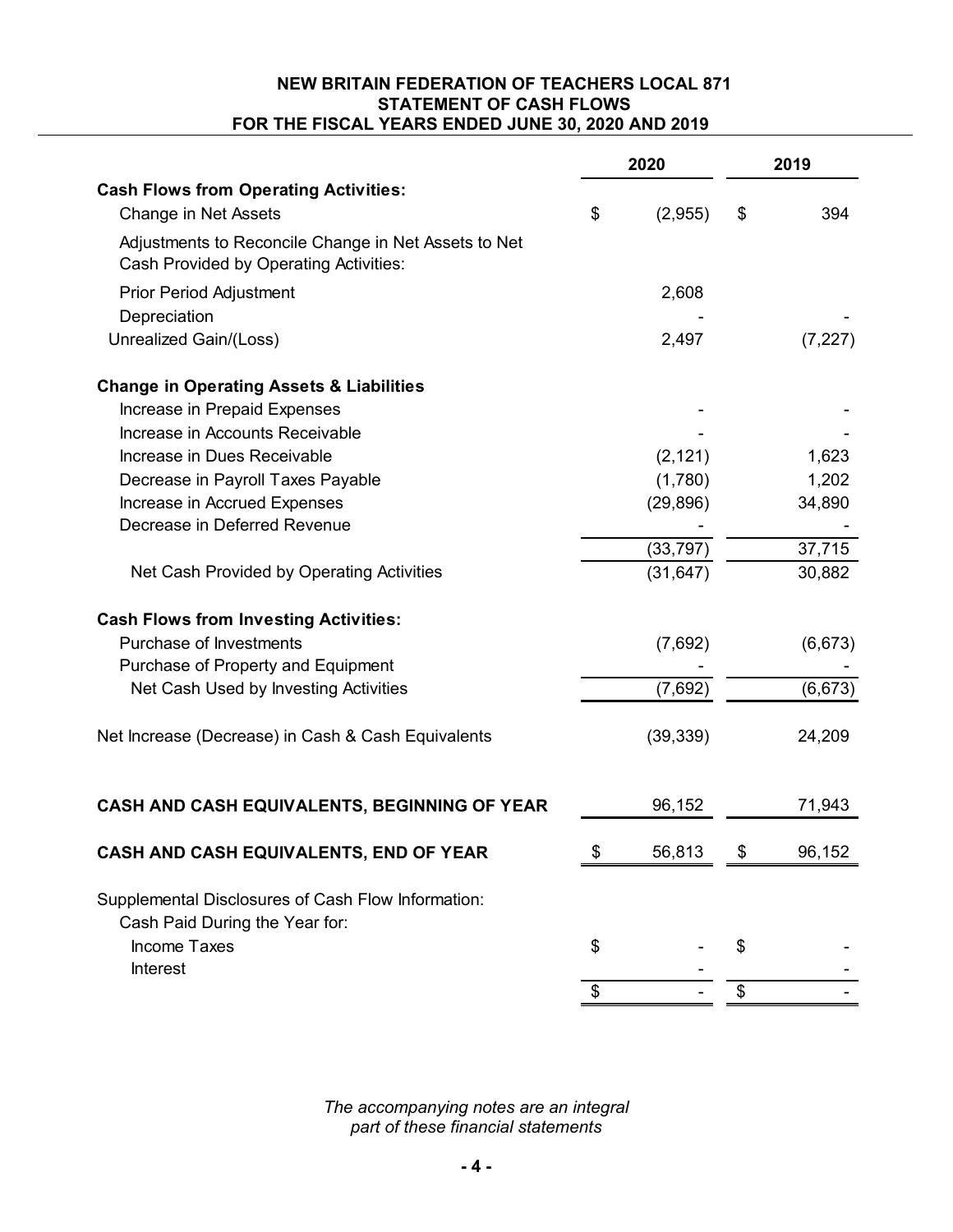**NEW BRITAIN FEDERATION OF TEACHERS LOCAL 871**
**STATEMENT OF CASH FLOWS**
**FOR THE FISCAL YEARS ENDED JUNE 30, 2020 AND 2019**

| | 2020 | 2019 |
|---|---|---|
| **Cash Flows from Operating Activities:** | | |
| Change in Net Assets | $ (2,955) | $ 394 |
| Adjustments to Reconcile Change in Net Assets to Net Cash Provided by Operating Activities: | | |
| Prior Period Adjustment | 2,608 | |
| Depreciation | - | - |
| Unrealized Gain/(Loss) | 2,497 | (7,227) |
| **Change in Operating Assets & Liabilities** | | |
| Increase in Prepaid Expenses | - | - |
| Increase in Accounts Receivable | - | - |
| Increase in Dues Receivable | (2,121) | 1,623 |
| Decrease in Payroll Taxes Payable | (1,780) | 1,202 |
| Increase in Accrued Expenses | (29,896) | 34,890 |
| Decrease in Deferred Revenue | - | - |
| | (33,797) | 37,715 |
| Net Cash Provided by Operating Activities | (31,647) | 30,882 |
| **Cash Flows from Investing Activities:** | | |
| Purchase of Investments | (7,692) | (6,673) |
| Purchase of Property and Equipment | - | - |
| Net Cash Used by Investing Activities | (7,692) | (6,673) |
| Net Increase (Decrease) in Cash & Cash Equivalents | (39,339) | 24,209 |
| **CASH AND CASH EQUIVALENTS, BEGINNING OF YEAR** | 96,152 | 71,943 |
| **CASH AND CASH EQUIVALENTS, END OF YEAR** | $ 56,813 | $ 96,152 |
| Supplemental Disclosures of Cash Flow Information: | | |
| Cash Paid During the Year for: | | |
| Income Taxes | $ - | $ - |
| Interest | - | - |
| | $ - | $ - |

*The accompanying notes are an integral part of these financial statements*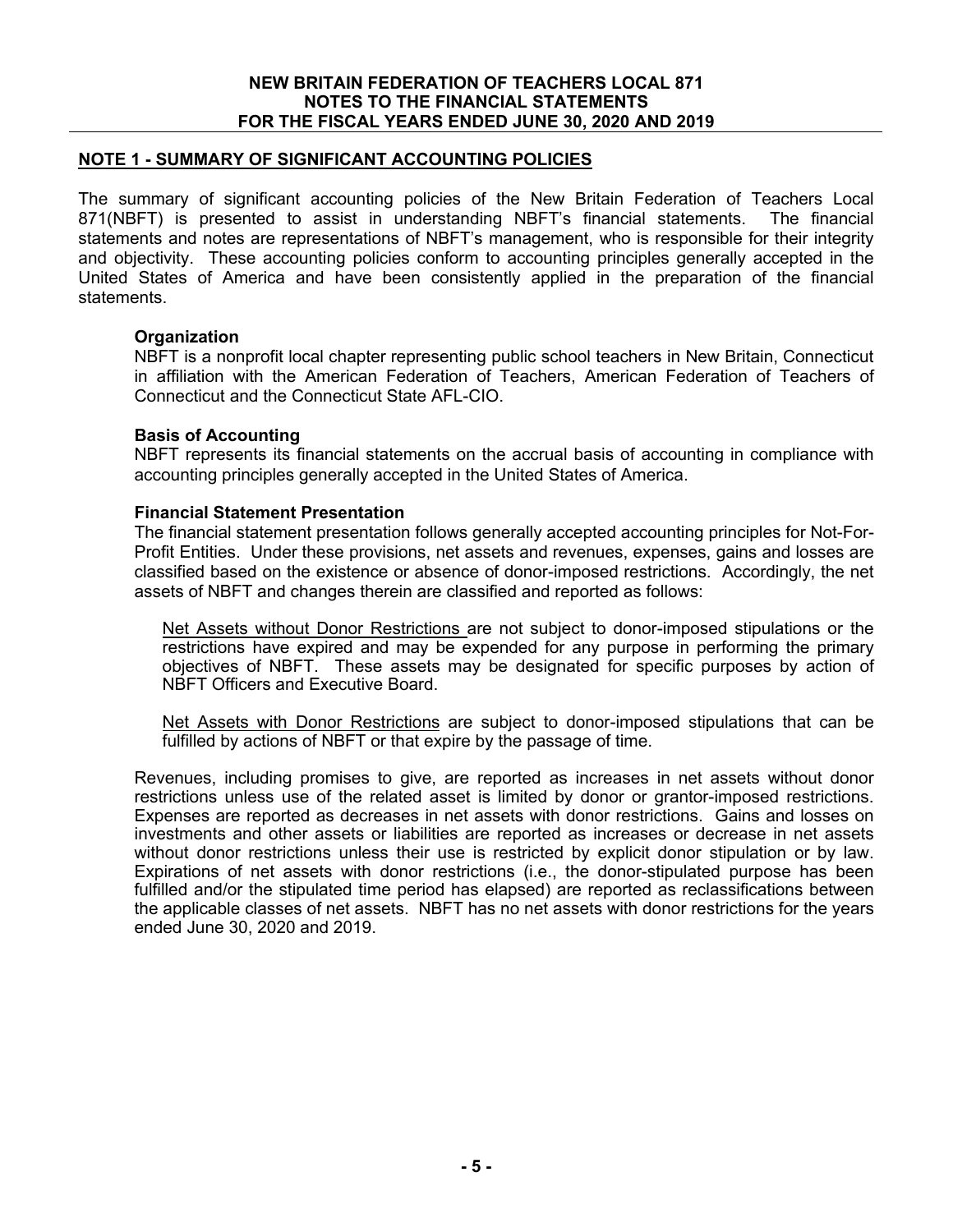# NEW BRITAIN FEDERATION OF TEACHERS LOCAL 871
## NOTES TO THE FINANCIAL STATEMENTS
## FOR THE FISCAL YEARS ENDED JUNE 30, 2020 AND 2019

## NOTE 1 - SUMMARY OF SIGNIFICANT ACCOUNTING POLICIES

The summary of significant accounting policies of the New Britain Federation of Teachers Local 871(NBFT) is presented to assist in understanding NBFT's financial statements. The financial statements and notes are representations of NBFT's management, who is responsible for their integrity and objectivity. These accounting policies conform to accounting principles generally accepted in the United States of America and have been consistently applied in the preparation of the financial statements.

### Organization

NBFT is a nonprofit local chapter representing public school teachers in New Britain, Connecticut in affiliation with the American Federation of Teachers, American Federation of Teachers of Connecticut and the Connecticut State AFL-CIO.

### Basis of Accounting

NBFT represents its financial statements on the accrual basis of accounting in compliance with accounting principles generally accepted in the United States of America.

### Financial Statement Presentation

The financial statement presentation follows generally accepted accounting principles for Not-For-Profit Entities. Under these provisions, net assets and revenues, expenses, gains and losses are classified based on the existence or absence of donor-imposed restrictions. Accordingly, the net assets of NBFT and changes therein are classified and reported as follows:

Net Assets without Donor Restrictions are not subject to donor-imposed stipulations or the restrictions have expired and may be expended for any purpose in performing the primary objectives of NBFT. These assets may be designated for specific purposes by action of NBFT Officers and Executive Board.

Net Assets with Donor Restrictions are subject to donor-imposed stipulations that can be fulfilled by actions of NBFT or that expire by the passage of time.

Revenues, including promises to give, are reported as increases in net assets without donor restrictions unless use of the related asset is limited by donor or grantor-imposed restrictions. Expenses are reported as decreases in net assets with donor restrictions. Gains and losses on investments and other assets or liabilities are reported as increases or decrease in net assets without donor restrictions unless their use is restricted by explicit donor stipulation or by law. Expirations of net assets with donor restrictions (i.e., the donor-stipulated purpose has been fulfilled and/or the stipulated time period has elapsed) are reported as reclassifications between the applicable classes of net assets. NBFT has no net assets with donor restrictions for the years ended June 30, 2020 and 2019.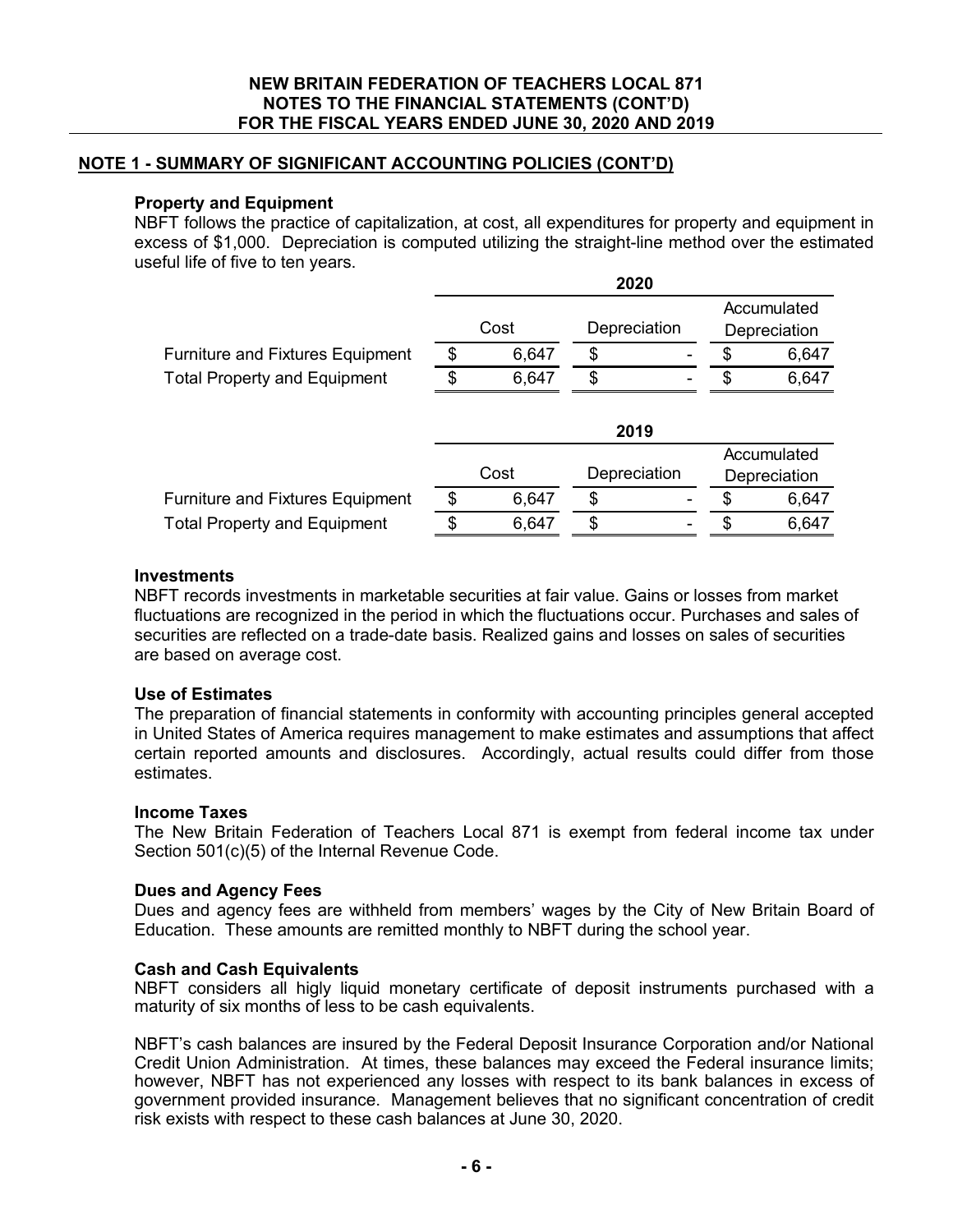NEW BRITAIN FEDERATION OF TEACHERS LOCAL 871
NOTES TO THE FINANCIAL STATEMENTS (CONT'D)
FOR THE FISCAL YEARS ENDED JUNE 30, 2020 AND 2019

## NOTE 1 - SUMMARY OF SIGNIFICANT ACCOUNTING POLICIES (CONT'D)

### Property and Equipment

NBFT follows the practice of capitalization, at cost, all expenditures for property and equipment in excess of $1,000. Depreciation is computed utilizing the straight-line method over the estimated useful life of five to ten years.

| 2020 | Cost | Depreciation | Accumulated Depreciation |
|---|---|---|---|
| Furniture and Fixtures Equipment | $ 6,647 | $ - | $ 6,647 |
| Total Property and Equipment | $ 6,647 | $ - | $ 6,647 |

| 2019 | Cost | Depreciation | Accumulated Depreciation |
|---|---|---|---|
| Furniture and Fixtures Equipment | $ 6,647 | $ - | $ 6,647 |
| Total Property and Equipment | $ 6,647 | $ - | $ 6,647 |

### Investments

NBFT records investments in marketable securities at fair value. Gains or losses from market fluctuations are recognized in the period in which the fluctuations occur. Purchases and sales of securities are reflected on a trade-date basis. Realized gains and losses on sales of securities are based on average cost.

### Use of Estimates

The preparation of financial statements in conformity with accounting principles general accepted in United States of America requires management to make estimates and assumptions that affect certain reported amounts and disclosures. Accordingly, actual results could differ from those estimates.

### Income Taxes

The New Britain Federation of Teachers Local 871 is exempt from federal income tax under Section 501(c)(5) of the Internal Revenue Code.

### Dues and Agency Fees

Dues and agency fees are withheld from members' wages by the City of New Britain Board of Education. These amounts are remitted monthly to NBFT during the school year.

### Cash and Cash Equivalents

NBFT considers all higly liquid monetary certificate of deposit instruments purchased with a maturity of six months of less to be cash equivalents.

NBFT's cash balances are insured by the Federal Deposit Insurance Corporation and/or National Credit Union Administration. At times, these balances may exceed the Federal insurance limits; however, NBFT has not experienced any losses with respect to its bank balances in excess of government provided insurance. Management believes that no significant concentration of credit risk exists with respect to these cash balances at June 30, 2020.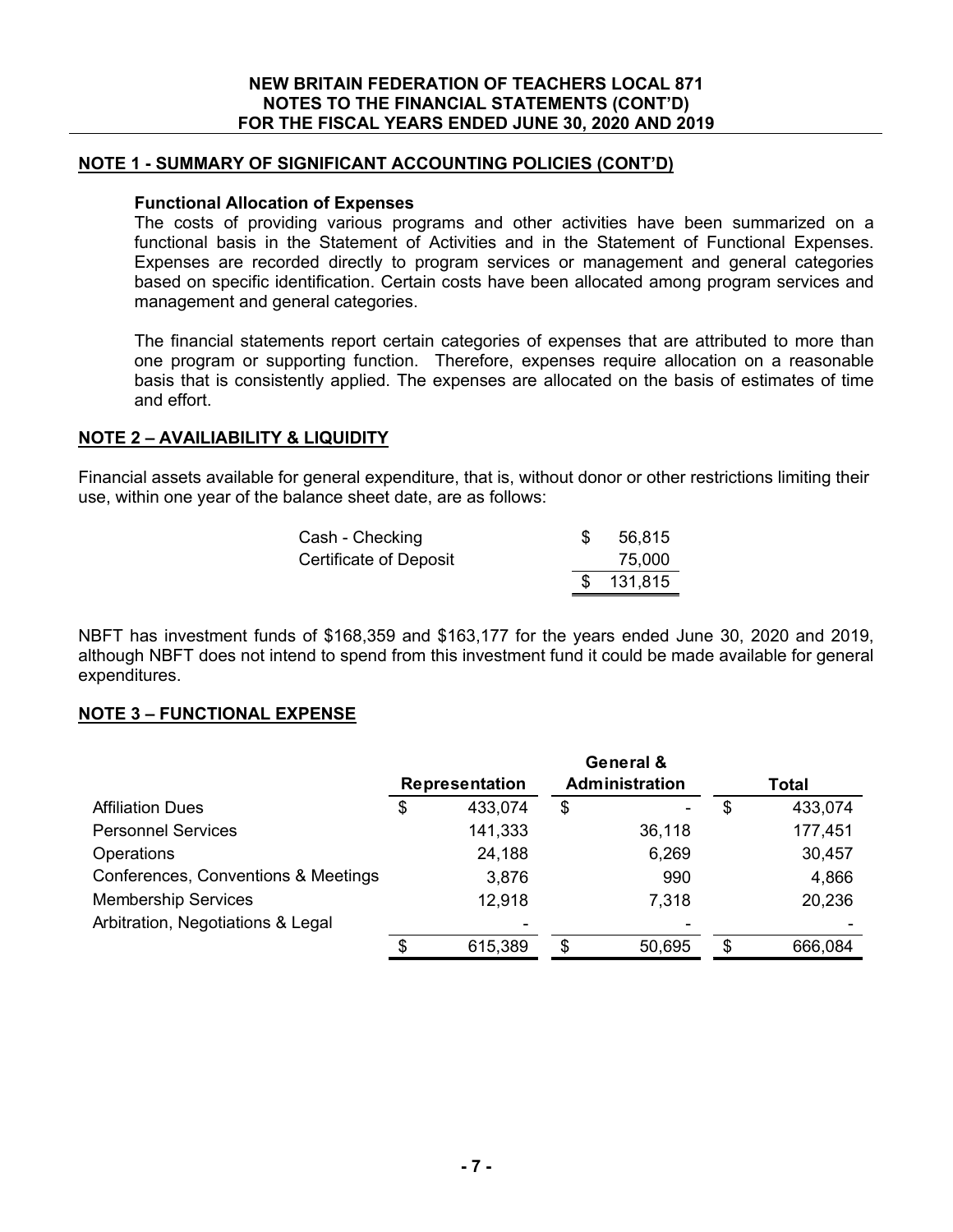## NOTE 1 - SUMMARY OF SIGNIFICANT ACCOUNTING POLICIES (CONT'D)

**Functional Allocation of Expenses**

The costs of providing various programs and other activities have been summarized on a functional basis in the Statement of Activities and in the Statement of Functional Expenses. Expenses are recorded directly to program services or management and general categories based on specific identification. Certain costs have been allocated among program services and management and general categories.

The financial statements report certain categories of expenses that are attributed to more than one program or supporting function. Therefore, expenses require allocation on a reasonable basis that is consistently applied. The expenses are allocated on the basis of estimates of time and effort.

## NOTE 2 – AVAILIABILITY & LIQUIDITY

Financial assets available for general expenditure, that is, without donor or other restrictions limiting their use, within one year of the balance sheet date, are as follows:

| | |
|---|---|
| Cash - Checking | $ 56,815 |
| Certificate of Deposit | 75,000 |
| | $ 131,815 |

NBFT has investment funds of $168,359 and $163,177 for the years ended June 30, 2020 and 2019, although NBFT does not intend to spend from this investment fund it could be made available for general expenditures.

## NOTE 3 – FUNCTIONAL EXPENSE

| | Representation | General & Administration | Total |
|---|---|---|---|
| Affiliation Dues | $ 433,074 | $ - | $ 433,074 |
| Personnel Services | 141,333 | 36,118 | 177,451 |
| Operations | 24,188 | 6,269 | 30,457 |
| Conferences, Conventions & Meetings | 3,876 | 990 | 4,866 |
| Membership Services | 12,918 | 7,318 | 20,236 |
| Arbitration, Negotiations & Legal | - | - | - |
| | $ 615,389 | $ 50,695 | $ 666,084 |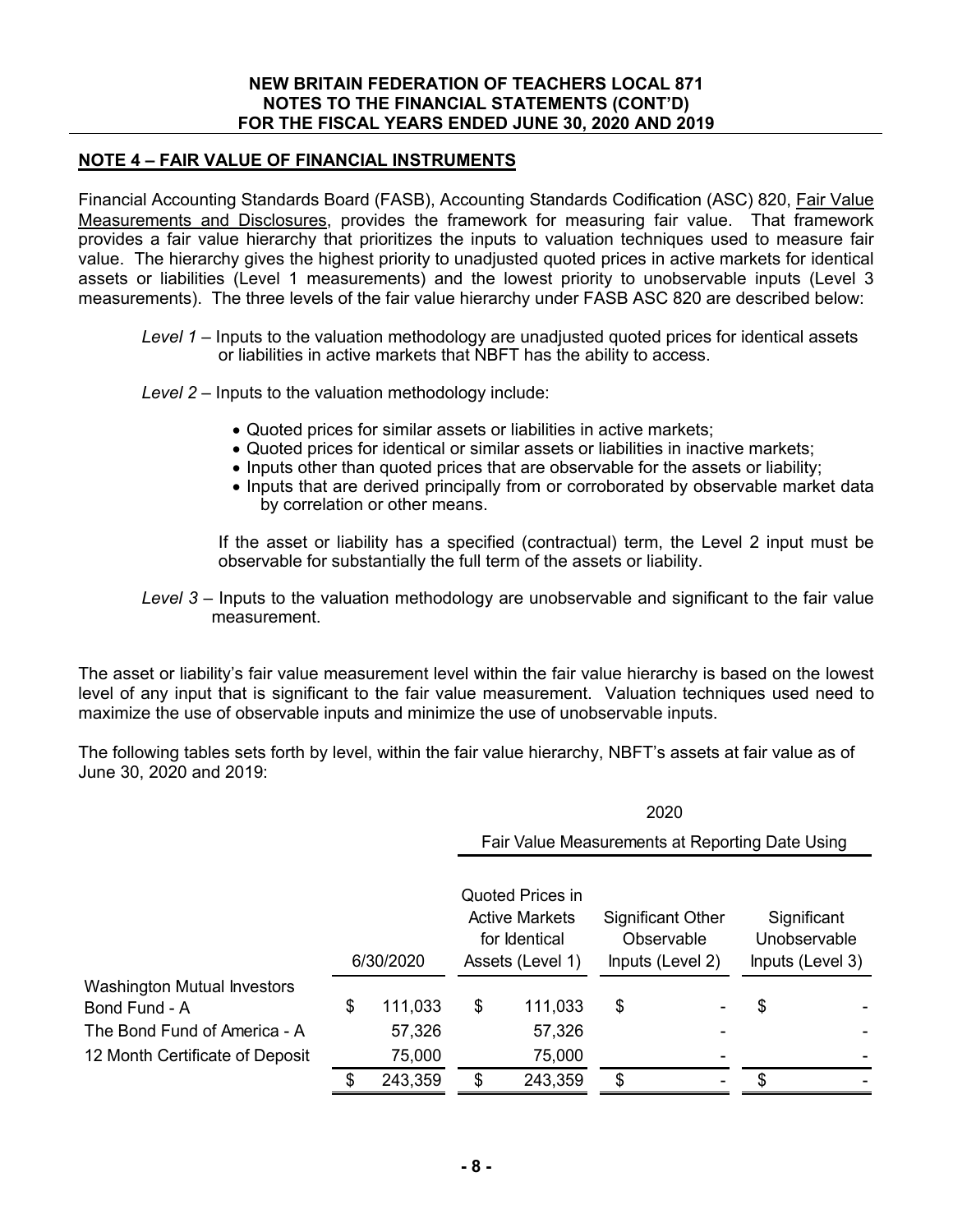## NOTE 4 – FAIR VALUE OF FINANCIAL INSTRUMENTS

Financial Accounting Standards Board (FASB), Accounting Standards Codification (ASC) 820, Fair Value Measurements and Disclosures, provides the framework for measuring fair value. That framework provides a fair value hierarchy that prioritizes the inputs to valuation techniques used to measure fair value. The hierarchy gives the highest priority to unadjusted quoted prices in active markets for identical assets or liabilities (Level 1 measurements) and the lowest priority to unobservable inputs (Level 3 measurements). The three levels of the fair value hierarchy under FASB ASC 820 are described below:

*Level 1* – Inputs to the valuation methodology are unadjusted quoted prices for identical assets or liabilities in active markets that NBFT has the ability to access.

*Level 2* – Inputs to the valuation methodology include:

- Quoted prices for similar assets or liabilities in active markets;
- Quoted prices for identical or similar assets or liabilities in inactive markets;
- Inputs other than quoted prices that are observable for the assets or liability;
- Inputs that are derived principally from or corroborated by observable market data by correlation or other means.

If the asset or liability has a specified (contractual) term, the Level 2 input must be observable for substantially the full term of the assets or liability.

*Level 3* – Inputs to the valuation methodology are unobservable and significant to the fair value measurement.

The asset or liability's fair value measurement level within the fair value hierarchy is based on the lowest level of any input that is significant to the fair value measurement. Valuation techniques used need to maximize the use of observable inputs and minimize the use of unobservable inputs.

The following tables sets forth by level, within the fair value hierarchy, NBFT's assets at fair value as of June 30, 2020 and 2019:

| | | 2020 | | |
|---|---|---|---|---|
| | | Fair Value Measurements at Reporting Date Using | | |
| | 6/30/2020 | Quoted Prices in Active Markets for Identical Assets (Level 1) | Significant Other Observable Inputs (Level 2) | Significant Unobservable Inputs (Level 3) |
| Washington Mutual Investors Bond Fund - A | $ 111,033 | $ 111,033 | $ - | $ - |
| The Bond Fund of America - A | 57,326 | 57,326 | - | - |
| 12 Month Certificate of Deposit | 75,000 | 75,000 | - | - |
| | $ 243,359 | $ 243,359 | $ - | $ - |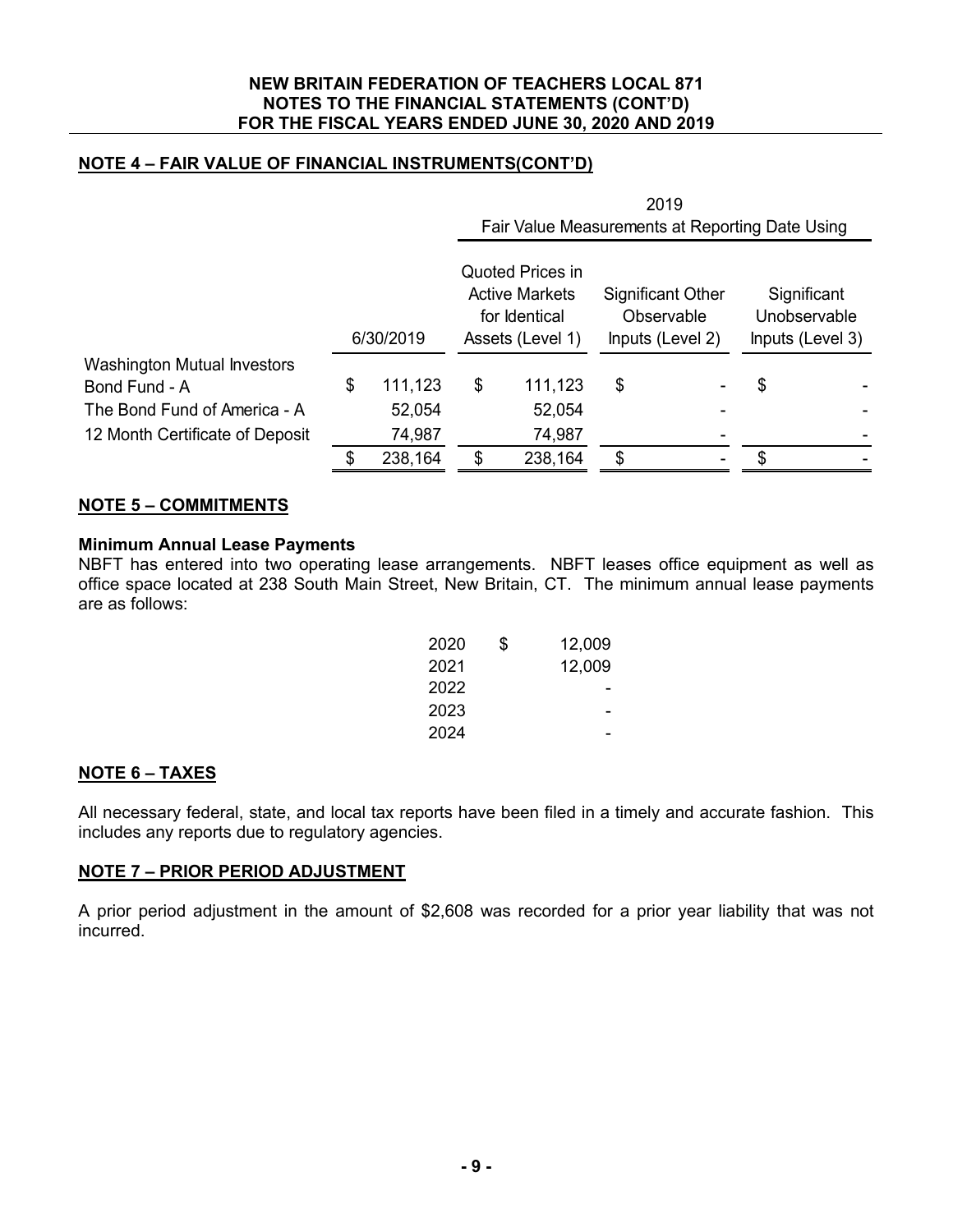## NOTE 4 – FAIR VALUE OF FINANCIAL INSTRUMENTS(CONT'D)

| | | 2019 Fair Value Measurements at Reporting Date Using | | |
|---|---|---|---|---|
| | 6/30/2019 | Quoted Prices in Active Markets for Identical Assets (Level 1) | Significant Other Observable Inputs (Level 2) | Significant Unobservable Inputs (Level 3) |
| Washington Mutual Investors Bond Fund - A | $ 111,123 | $ 111,123 | $ - | $ - |
| The Bond Fund of America - A | 52,054 | 52,054 | - | - |
| 12 Month Certificate of Deposit | 74,987 | 74,987 | - | - |
| | $ 238,164 | $ 238,164 | $ - | $ - |

## NOTE 5 – COMMITMENTS

**Minimum Annual Lease Payments**

NBFT has entered into two operating lease arrangements. NBFT leases office equipment as well as office space located at 238 South Main Street, New Britain, CT. The minimum annual lease payments are as follows:

| | |
|---|---|
| 2020 | $ 12,009 |
| 2021 | 12,009 |
| 2022 | - |
| 2023 | - |
| 2024 | - |

## NOTE 6 – TAXES

All necessary federal, state, and local tax reports have been filed in a timely and accurate fashion. This includes any reports due to regulatory agencies.

## NOTE 7 – PRIOR PERIOD ADJUSTMENT

A prior period adjustment in the amount of $2,608 was recorded for a prior year liability that was not incurred.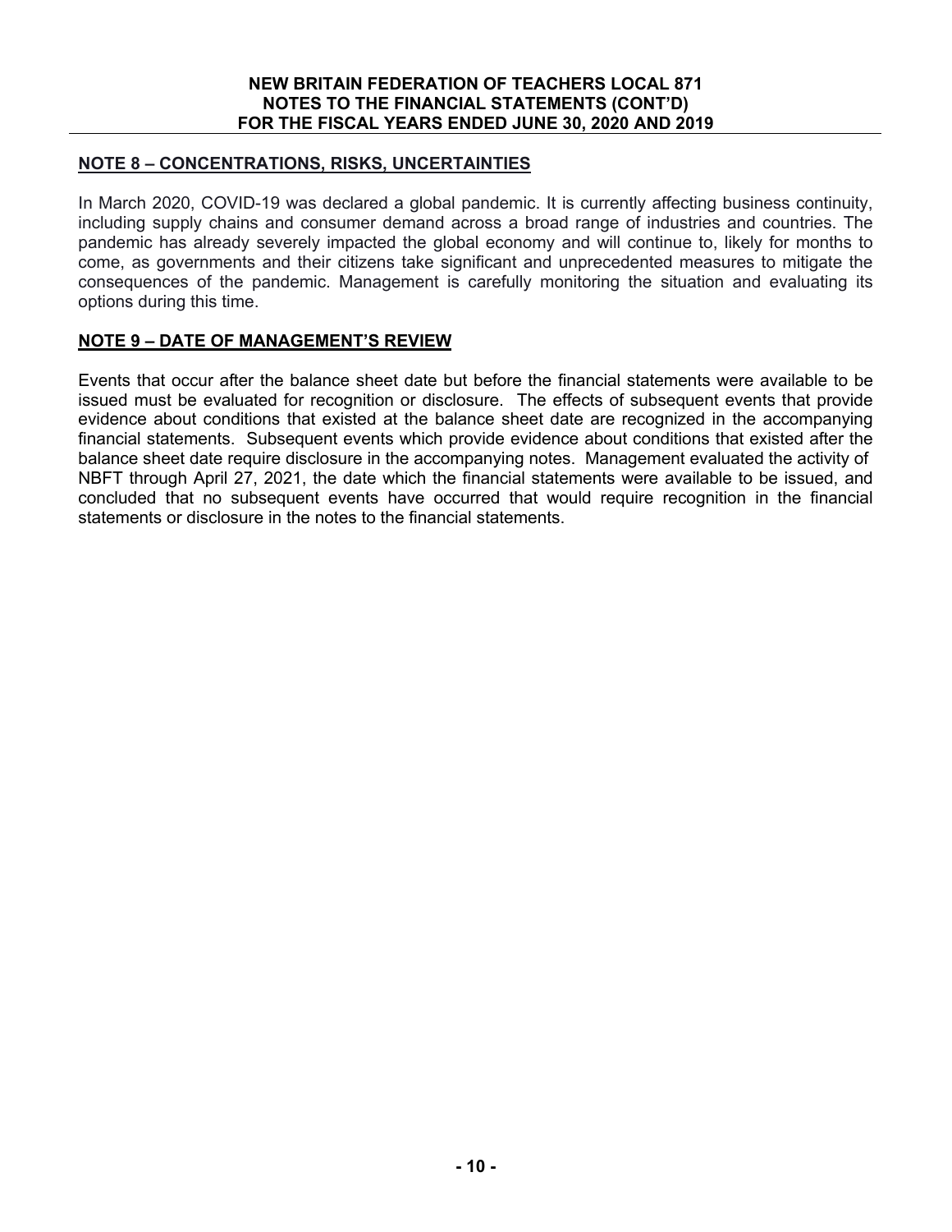## NOTE 8 – CONCENTRATIONS, RISKS, UNCERTAINTIES

In March 2020, COVID-19 was declared a global pandemic. It is currently affecting business continuity, including supply chains and consumer demand across a broad range of industries and countries. The pandemic has already severely impacted the global economy and will continue to, likely for months to come, as governments and their citizens take significant and unprecedented measures to mitigate the consequences of the pandemic. Management is carefully monitoring the situation and evaluating its options during this time.

## NOTE 9 – DATE OF MANAGEMENT'S REVIEW

Events that occur after the balance sheet date but before the financial statements were available to be issued must be evaluated for recognition or disclosure. The effects of subsequent events that provide evidence about conditions that existed at the balance sheet date are recognized in the accompanying financial statements. Subsequent events which provide evidence about conditions that existed after the balance sheet date require disclosure in the accompanying notes. Management evaluated the activity of NBFT through April 27, 2021, the date which the financial statements were available to be issued, and concluded that no subsequent events have occurred that would require recognition in the financial statements or disclosure in the notes to the financial statements.